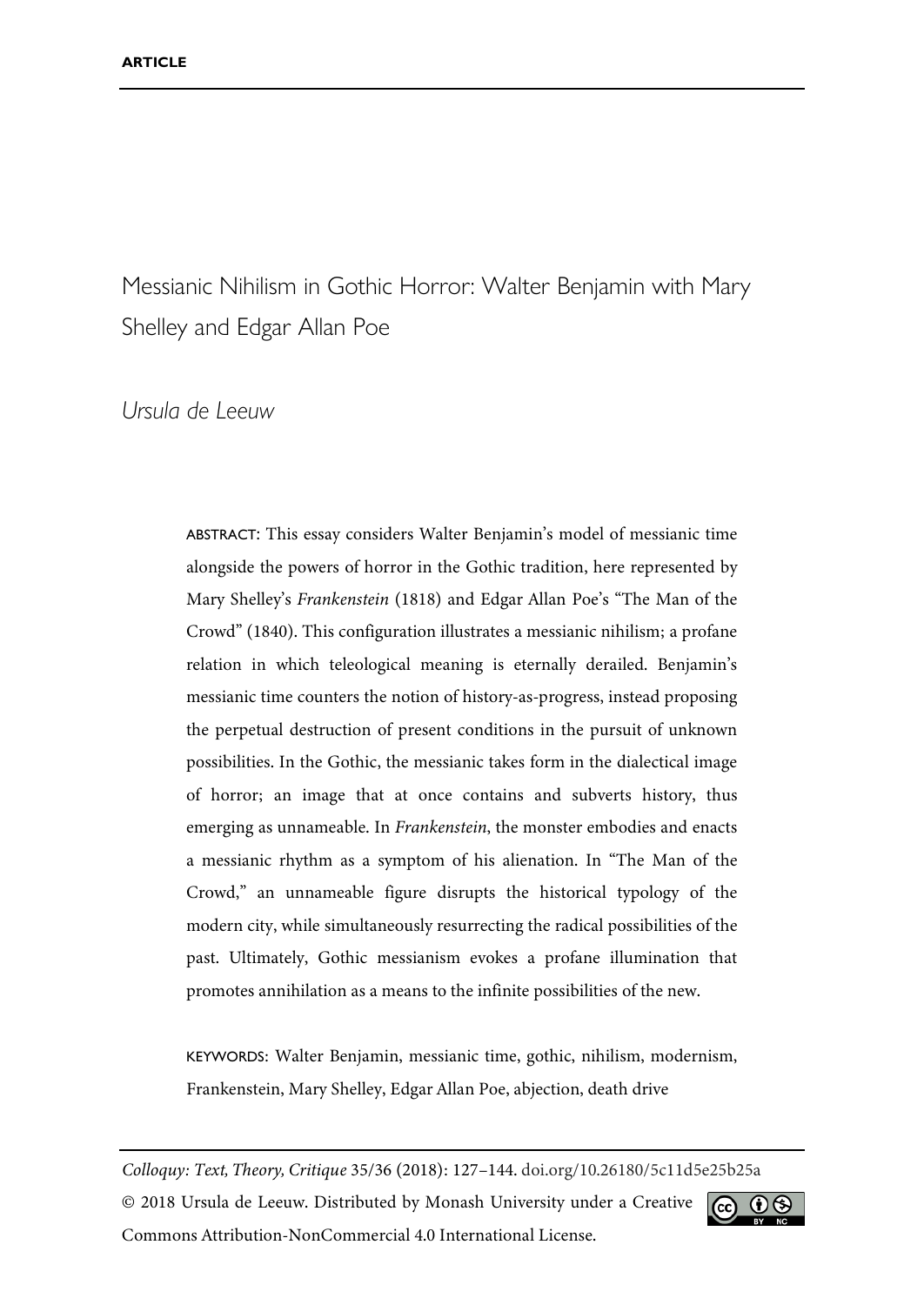ARTICLE

# Messianic Nihilism in Gothic Horror: Walter Benjamin with Mary Shelley and Edgar Allan Poe

*Ursula de Leeuw*

ABSTRACT: This essay considers Walter Benjamin's model of messianic time alongside the powers of horror in the Gothic tradition, here represented by Mary Shelley's *Frankenstein* (1818) and Edgar Allan Poe's "The Man of the Crowd" (1840). This configuration illustrates a messianic nihilism; a profane relation in which teleological meaning is eternally derailed. Benjamin's messianic time counters the notion of history-as-progress, instead proposing the perpetual destruction of present conditions in the pursuit of unknown possibilities. In the Gothic, the messianic takes form in the dialectical image of horror; an image that at once contains and subverts history, thus emerging as unnameable. In *Frankenstein*, the monster embodies and enacts a messianic rhythm as a symptom of his alienation. In "The Man of the Crowd," an unnameable figure disrupts the historical typology of the modern city, while simultaneously resurrecting the radical possibilities of the past. Ultimately, Gothic messianism evokes a profane illumination that promotes annihilation as a means to the infinite possibilities of the new.

KEYWORDS: Walter Benjamin, messianic time, gothic, nihilism, modernism, Frankenstein, Mary Shelley, Edgar Allan Poe, abjection, death drive

*Colloquy: Text, Theory, Critique* 35/36 (2018): 127–144. doi.org/10.26180/5c11d5e25b25a

© 2018 Ursula de Leeuw. Distributed by Monash University under a Creative Commons Attribution-NonCommercial 4.0 International License.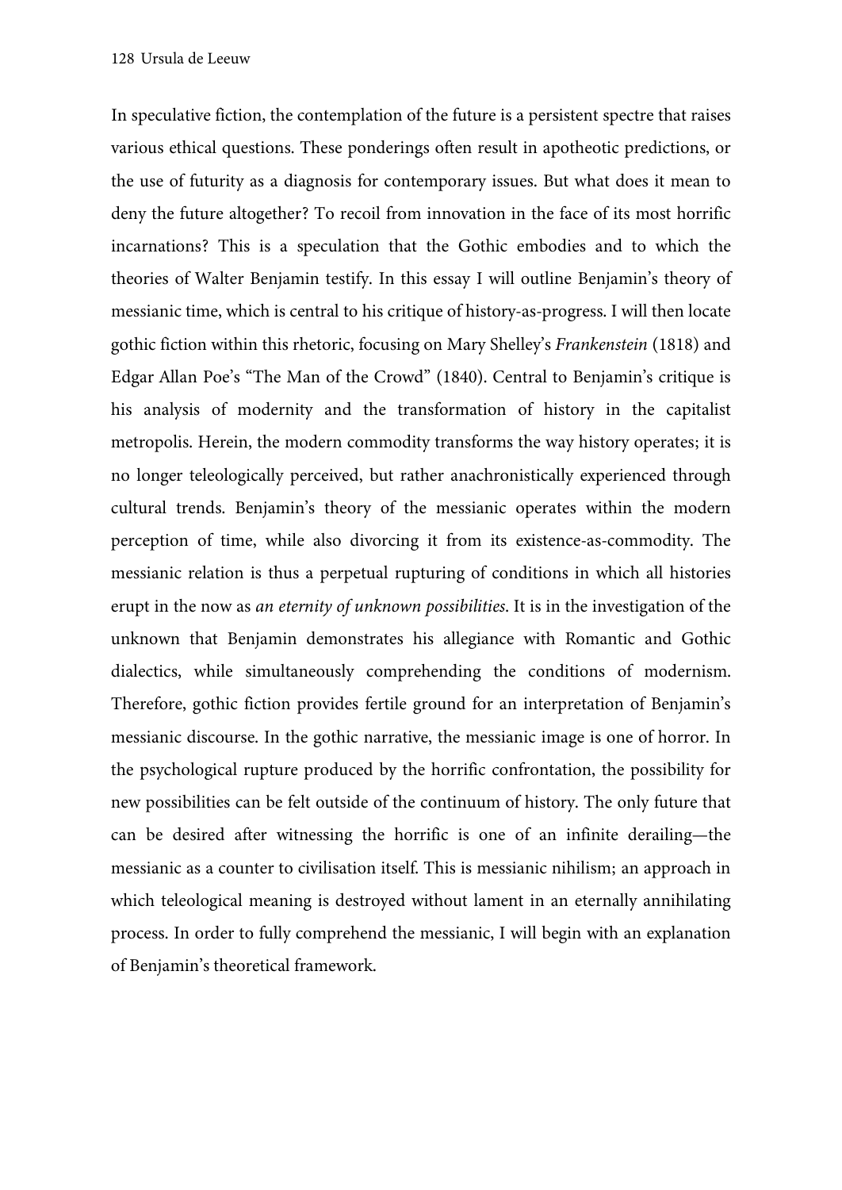In speculative fiction, the contemplation of the future is a persistent spectre that raises various ethical questions. These ponderings often result in apotheotic predictions, or the use of futurity as a diagnosis for contemporary issues. But what does it mean to deny the future altogether? To recoil from innovation in the face of its most horrific incarnations? This is a speculation that the Gothic embodies and to which the theories of Walter Benjamin testify. In this essay I will outline Benjamin's theory of messianic time, which is central to his critique of history-as-progress. I will then locate gothic fiction within this rhetoric, focusing on Mary Shelley's *Frankenstein* (1818) and Edgar Allan Poe's "The Man of the Crowd" (1840). Central to Benjamin's critique is his analysis of modernity and the transformation of history in the capitalist metropolis. Herein, the modern commodity transforms the way history operates; it is no longer teleologically perceived, but rather anachronistically experienced through cultural trends. Benjamin's theory of the messianic operates within the modern perception of time, while also divorcing it from its existence-as-commodity. The messianic relation is thus a perpetual rupturing of conditions in which all histories erupt in the now as *an eternity of unknown possibilities*. It is in the investigation of the unknown that Benjamin demonstrates his allegiance with Romantic and Gothic dialectics, while simultaneously comprehending the conditions of modernism. Therefore, gothic fiction provides fertile ground for an interpretation of Benjamin's messianic discourse. In the gothic narrative, the messianic image is one of horror. In the psychological rupture produced by the horrific confrontation, the possibility for new possibilities can be felt outside of the continuum of history. The only future that can be desired after witnessing the horrific is one of an infinite derailing—the messianic as a counter to civilisation itself. This is messianic nihilism; an approach in which teleological meaning is destroyed without lament in an eternally annihilating process. In order to fully comprehend the messianic, I will begin with an explanation of Benjamin's theoretical framework.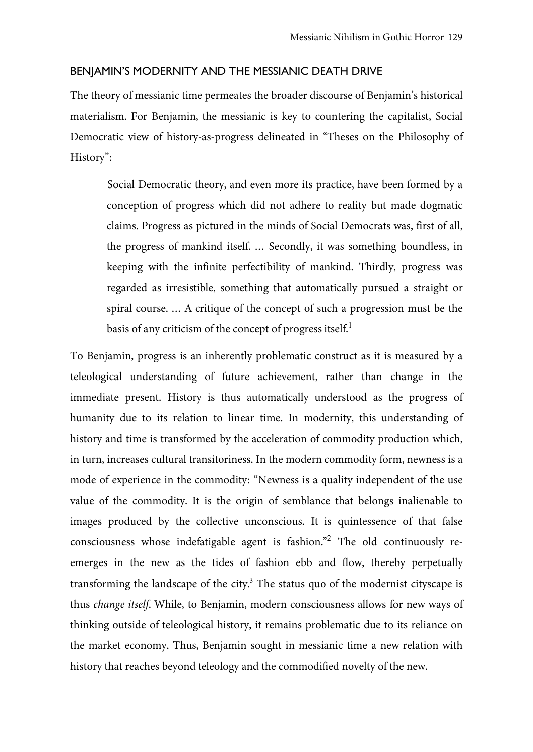## BENJAMIN'S MODERNITY AND THE MESSIANIC DEATH DRIVE

The theory of messianic time permeates the broader discourse of Benjamin's historical materialism. For Benjamin, the messianic is key to countering the capitalist, Social Democratic view of history-as-progress delineated in "Theses on the Philosophy of History":

> Social Democratic theory, and even more its practice, have been formed by a conception of progress which did not adhere to reality but made dogmatic claims. Progress as pictured in the minds of Social Democrats was, first of all, the progress of mankind itself. … Secondly, it was something boundless, in keeping with the infinite perfectibility of mankind. Thirdly, progress was regarded as irresistible, something that automatically pursued a straight or spiral course. … A critique of the concept of such a progression must be the basis of any criticism of the concept of progress itself.[1]

To Benjamin, progress is an inherently problematic construct as it is measured by a teleological understanding of future achievement, rather than change in the immediate present. History is thus automatically understood as the progress of humanity due to its relation to linear time. In modernity, this understanding of history and time is transformed by the acceleration of commodity production which, in turn, increases cultural transitoriness. In the modern commodity form, newness is a mode of experience in the commodity: "Newness is a quality independent of the use value of the commodity. It is the origin of semblance that belongs inalienable to images produced by the collective unconscious. It is quintessence of that false consciousness whose indefatigable agent is fashion."[2] The old continuously re-emerges in the new as the tides of fashion ebb and flow, thereby perpetually transforming the landscape of the city.[3] The status quo of the modernist cityscape is thus *change itself*. While, to Benjamin, modern consciousness allows for new ways of thinking outside of teleological history, it remains problematic due to its reliance on the market economy. Thus, Benjamin sought in messianic time a new relation with history that reaches beyond teleology and the commodified novelty of the new.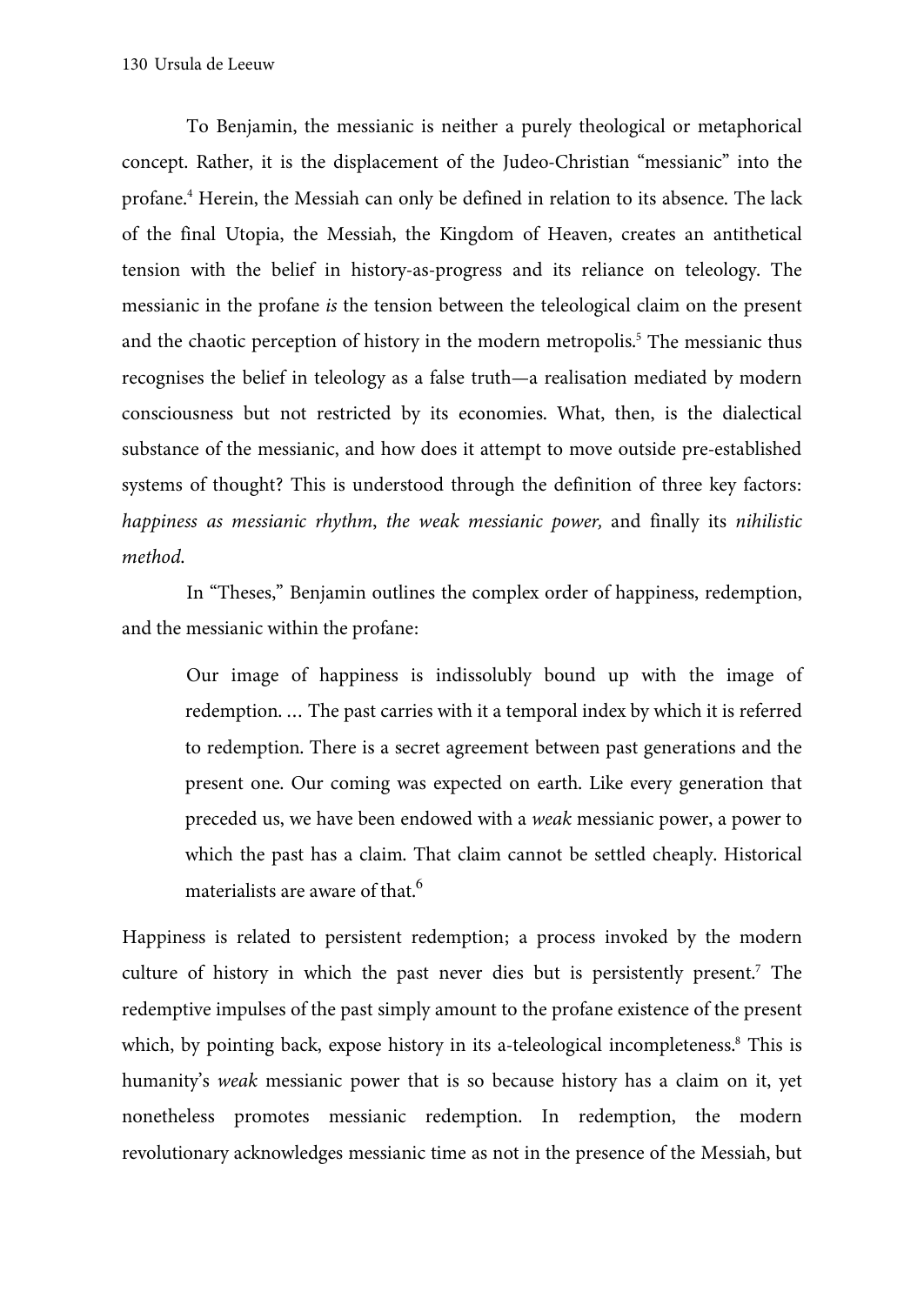To Benjamin, the messianic is neither a purely theological or metaphorical concept. Rather, it is the displacement of the Judeo-Christian "messianic" into the profane.[4] Herein, the Messiah can only be defined in relation to its absence. The lack of the final Utopia, the Messiah, the Kingdom of Heaven, creates an antithetical tension with the belief in history-as-progress and its reliance on teleology. The messianic in the profane *is* the tension between the teleological claim on the present and the chaotic perception of history in the modern metropolis.[5] The messianic thus recognises the belief in teleology as a false truth—a realisation mediated by modern consciousness but not restricted by its economies. What, then, is the dialectical substance of the messianic, and how does it attempt to move outside pre-established systems of thought? This is understood through the definition of three key factors: *happiness as messianic rhythm*, *the weak messianic power,* and finally its *nihilistic method*.

In "Theses," Benjamin outlines the complex order of happiness, redemption, and the messianic within the profane:

> Our image of happiness is indissolubly bound up with the image of redemption. … The past carries with it a temporal index by which it is referred to redemption. There is a secret agreement between past generations and the present one. Our coming was expected on earth. Like every generation that preceded us, we have been endowed with a *weak* messianic power, a power to which the past has a claim. That claim cannot be settled cheaply. Historical materialists are aware of that.[6]

Happiness is related to persistent redemption; a process invoked by the modern culture of history in which the past never dies but is persistently present.[7] The redemptive impulses of the past simply amount to the profane existence of the present which, by pointing back, expose history in its a-teleological incompleteness.[8] This is humanity's *weak* messianic power that is so because history has a claim on it, yet nonetheless promotes messianic redemption. In redemption, the modern revolutionary acknowledges messianic time as not in the presence of the Messiah, but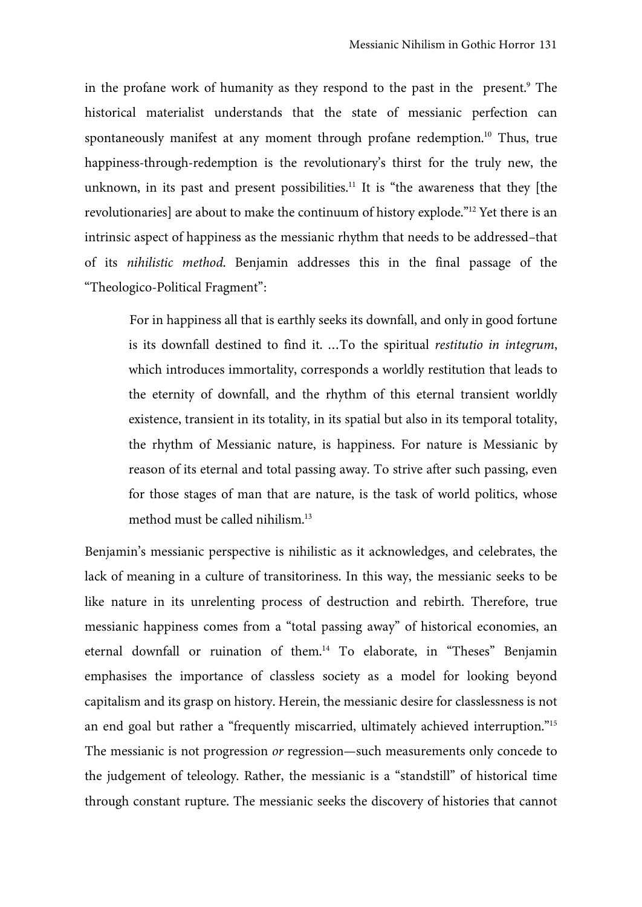in the profane work of humanity as they respond to the past in the present.[9] The historical materialist understands that the state of messianic perfection can spontaneously manifest at any moment through profane redemption.[10] Thus, true happiness-through-redemption is the revolutionary's thirst for the truly new, the unknown, in its past and present possibilities.[11] It is "the awareness that they [the revolutionaries] are about to make the continuum of history explode."[12] Yet there is an intrinsic aspect of happiness as the messianic rhythm that needs to be addressed–that of its *nihilistic method*. Benjamin addresses this in the final passage of the "Theologico-Political Fragment":

> For in happiness all that is earthly seeks its downfall, and only in good fortune is its downfall destined to find it. …To the spiritual *restitutio in integrum*, which introduces immortality, corresponds a worldly restitution that leads to the eternity of downfall, and the rhythm of this eternal transient worldly existence, transient in its totality, in its spatial but also in its temporal totality, the rhythm of Messianic nature, is happiness. For nature is Messianic by reason of its eternal and total passing away. To strive after such passing, even for those stages of man that are nature, is the task of world politics, whose method must be called nihilism.[13]

Benjamin's messianic perspective is nihilistic as it acknowledges, and celebrates, the lack of meaning in a culture of transitoriness. In this way, the messianic seeks to be like nature in its unrelenting process of destruction and rebirth. Therefore, true messianic happiness comes from a "total passing away" of historical economies, an eternal downfall or ruination of them.[14] To elaborate, in "Theses" Benjamin emphasises the importance of classless society as a model for looking beyond capitalism and its grasp on history. Herein, the messianic desire for classlessness is not an end goal but rather a "frequently miscarried, ultimately achieved interruption."[15] The messianic is not progression *or* regression—such measurements only concede to the judgement of teleology. Rather, the messianic is a "standstill" of historical time through constant rupture. The messianic seeks the discovery of histories that cannot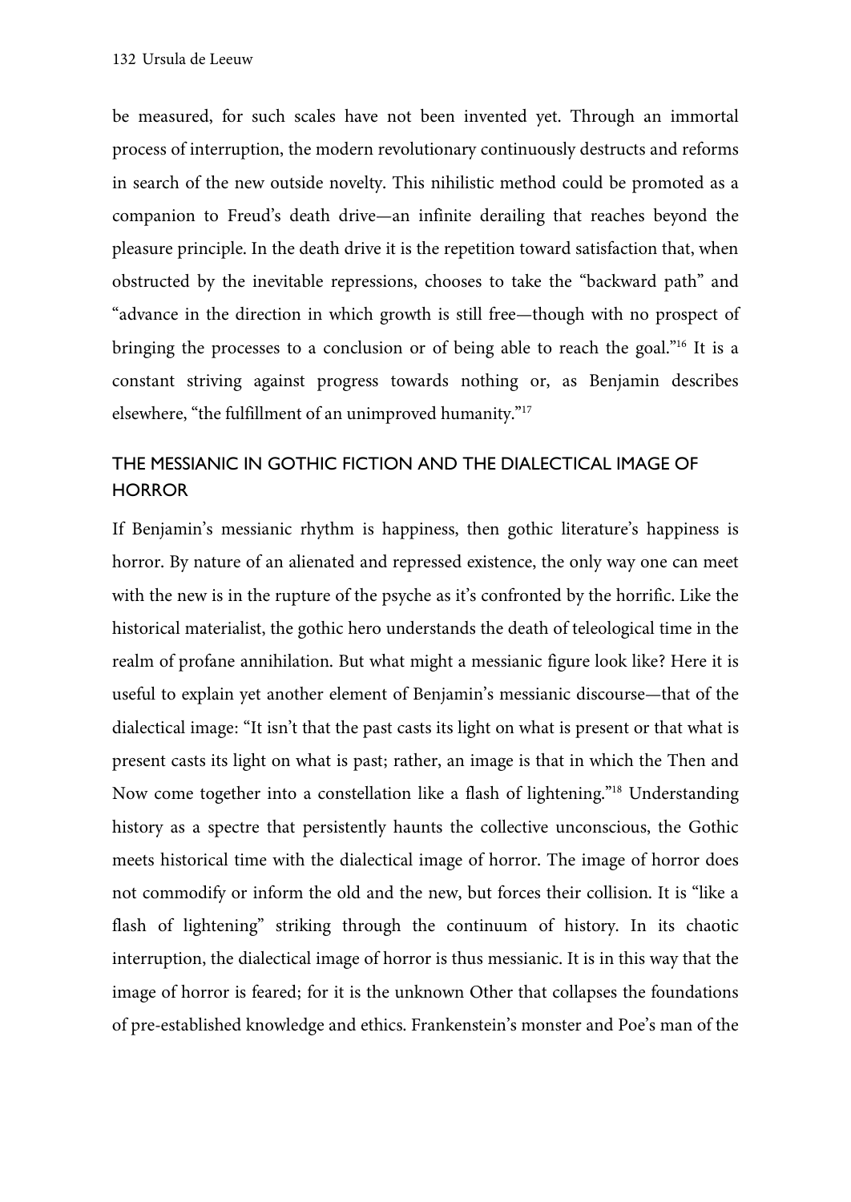be measured, for such scales have not been invented yet. Through an immortal process of interruption, the modern revolutionary continuously destructs and reforms in search of the new outside novelty. This nihilistic method could be promoted as a companion to Freud's death drive—an infinite derailing that reaches beyond the pleasure principle. In the death drive it is the repetition toward satisfaction that, when obstructed by the inevitable repressions, chooses to take the "backward path" and "advance in the direction in which growth is still free—though with no prospect of bringing the processes to a conclusion or of being able to reach the goal."[16] It is a constant striving against progress towards nothing or, as Benjamin describes elsewhere, "the fulfillment of an unimproved humanity."[17]

## THE MESSIANIC IN GOTHIC FICTION AND THE DIALECTICAL IMAGE OF HORROR

If Benjamin's messianic rhythm is happiness, then gothic literature's happiness is horror. By nature of an alienated and repressed existence, the only way one can meet with the new is in the rupture of the psyche as it's confronted by the horrific. Like the historical materialist, the gothic hero understands the death of teleological time in the realm of profane annihilation. But what might a messianic figure look like? Here it is useful to explain yet another element of Benjamin's messianic discourse—that of the dialectical image: "It isn't that the past casts its light on what is present or that what is present casts its light on what is past; rather, an image is that in which the Then and Now come together into a constellation like a flash of lightening."[18] Understanding history as a spectre that persistently haunts the collective unconscious, the Gothic meets historical time with the dialectical image of horror. The image of horror does not commodify or inform the old and the new, but forces their collision. It is "like a flash of lightening" striking through the continuum of history. In its chaotic interruption, the dialectical image of horror is thus messianic. It is in this way that the image of horror is feared; for it is the unknown Other that collapses the foundations of pre-established knowledge and ethics. Frankenstein's monster and Poe's man of the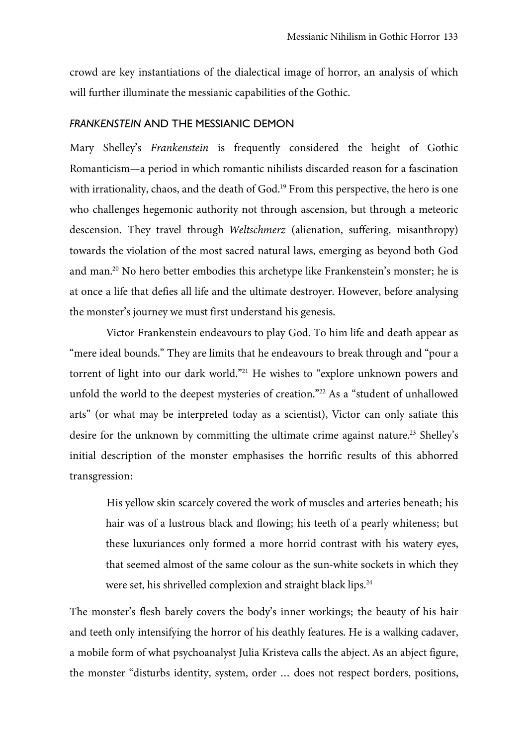crowd are key instantiations of the dialectical image of horror, an analysis of which will further illuminate the messianic capabilities of the Gothic.

## *FRANKENSTEIN* AND THE MESSIANIC DEMON

Mary Shelley's *Frankenstein* is frequently considered the height of Gothic Romanticism—a period in which romantic nihilists discarded reason for a fascination with irrationality, chaos, and the death of God.[19] From this perspective, the hero is one who challenges hegemonic authority not through ascension, but through a meteoric descension. They travel through *Weltschmerz* (alienation, suffering, misanthropy) towards the violation of the most sacred natural laws, emerging as beyond both God and man.[20] No hero better embodies this archetype like Frankenstein's monster; he is at once a life that defies all life and the ultimate destroyer. However, before analysing the monster's journey we must first understand his genesis.

Victor Frankenstein endeavours to play God. To him life and death appear as "mere ideal bounds." They are limits that he endeavours to break through and "pour a torrent of light into our dark world."[21] He wishes to "explore unknown powers and unfold the world to the deepest mysteries of creation."[22] As a "student of unhallowed arts" (or what may be interpreted today as a scientist), Victor can only satiate this desire for the unknown by committing the ultimate crime against nature.[23] Shelley's initial description of the monster emphasises the horrific results of this abhorred transgression:

> His yellow skin scarcely covered the work of muscles and arteries beneath; his hair was of a lustrous black and flowing; his teeth of a pearly whiteness; but these luxuriances only formed a more horrid contrast with his watery eyes, that seemed almost of the same colour as the sun-white sockets in which they were set, his shrivelled complexion and straight black lips.[24]

The monster's flesh barely covers the body's inner workings; the beauty of his hair and teeth only intensifying the horror of his deathly features. He is a walking cadaver, a mobile form of what psychoanalyst Julia Kristeva calls the abject. As an abject figure, the monster "disturbs identity, system, order … does not respect borders, positions,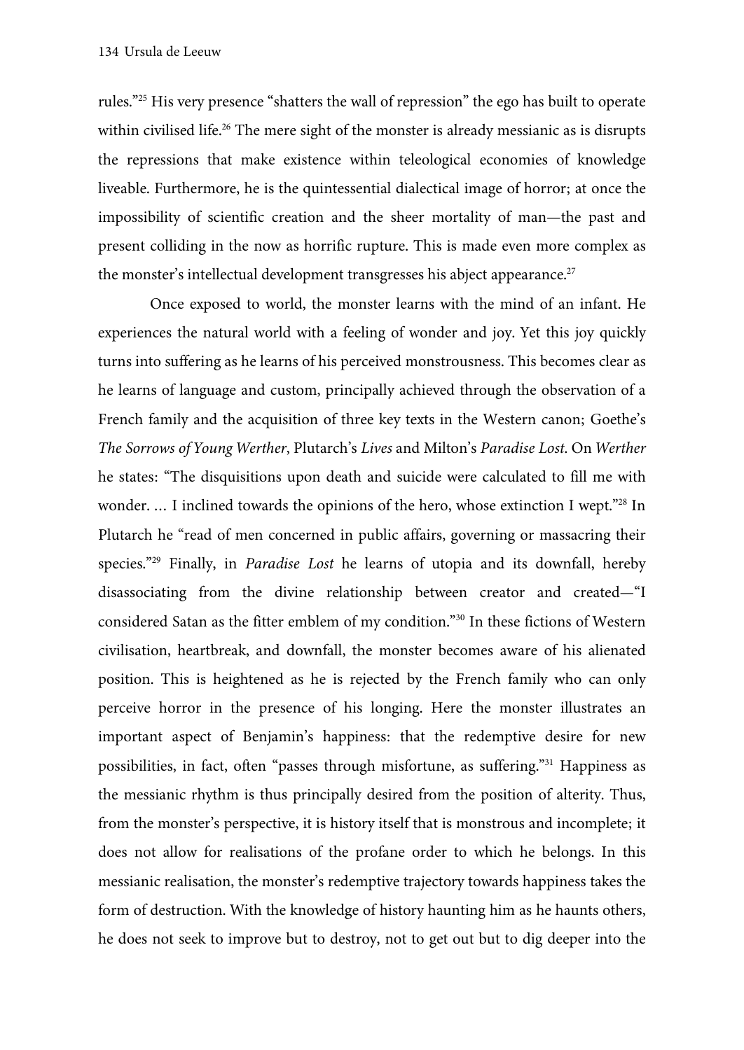rules."[25] His very presence "shatters the wall of repression" the ego has built to operate within civilised life.[26] The mere sight of the monster is already messianic as is disrupts the repressions that make existence within teleological economies of knowledge liveable. Furthermore, he is the quintessential dialectical image of horror; at once the impossibility of scientific creation and the sheer mortality of man—the past and present colliding in the now as horrific rupture. This is made even more complex as the monster's intellectual development transgresses his abject appearance.[27]

Once exposed to world, the monster learns with the mind of an infant. He experiences the natural world with a feeling of wonder and joy. Yet this joy quickly turns into suffering as he learns of his perceived monstrousness. This becomes clear as he learns of language and custom, principally achieved through the observation of a French family and the acquisition of three key texts in the Western canon; Goethe's *The Sorrows of Young Werther*, Plutarch's *Lives* and Milton's *Paradise Lost*. On *Werther* he states: "The disquisitions upon death and suicide were calculated to fill me with wonder. … I inclined towards the opinions of the hero, whose extinction I wept."[28] In Plutarch he "read of men concerned in public affairs, governing or massacring their species."[29] Finally, in *Paradise Lost* he learns of utopia and its downfall, hereby disassociating from the divine relationship between creator and created—"I considered Satan as the fitter emblem of my condition."[30] In these fictions of Western civilisation, heartbreak, and downfall, the monster becomes aware of his alienated position. This is heightened as he is rejected by the French family who can only perceive horror in the presence of his longing. Here the monster illustrates an important aspect of Benjamin's happiness: that the redemptive desire for new possibilities, in fact, often "passes through misfortune, as suffering."[31] Happiness as the messianic rhythm is thus principally desired from the position of alterity. Thus, from the monster's perspective, it is history itself that is monstrous and incomplete; it does not allow for realisations of the profane order to which he belongs. In this messianic realisation, the monster's redemptive trajectory towards happiness takes the form of destruction. With the knowledge of history haunting him as he haunts others, he does not seek to improve but to destroy, not to get out but to dig deeper into the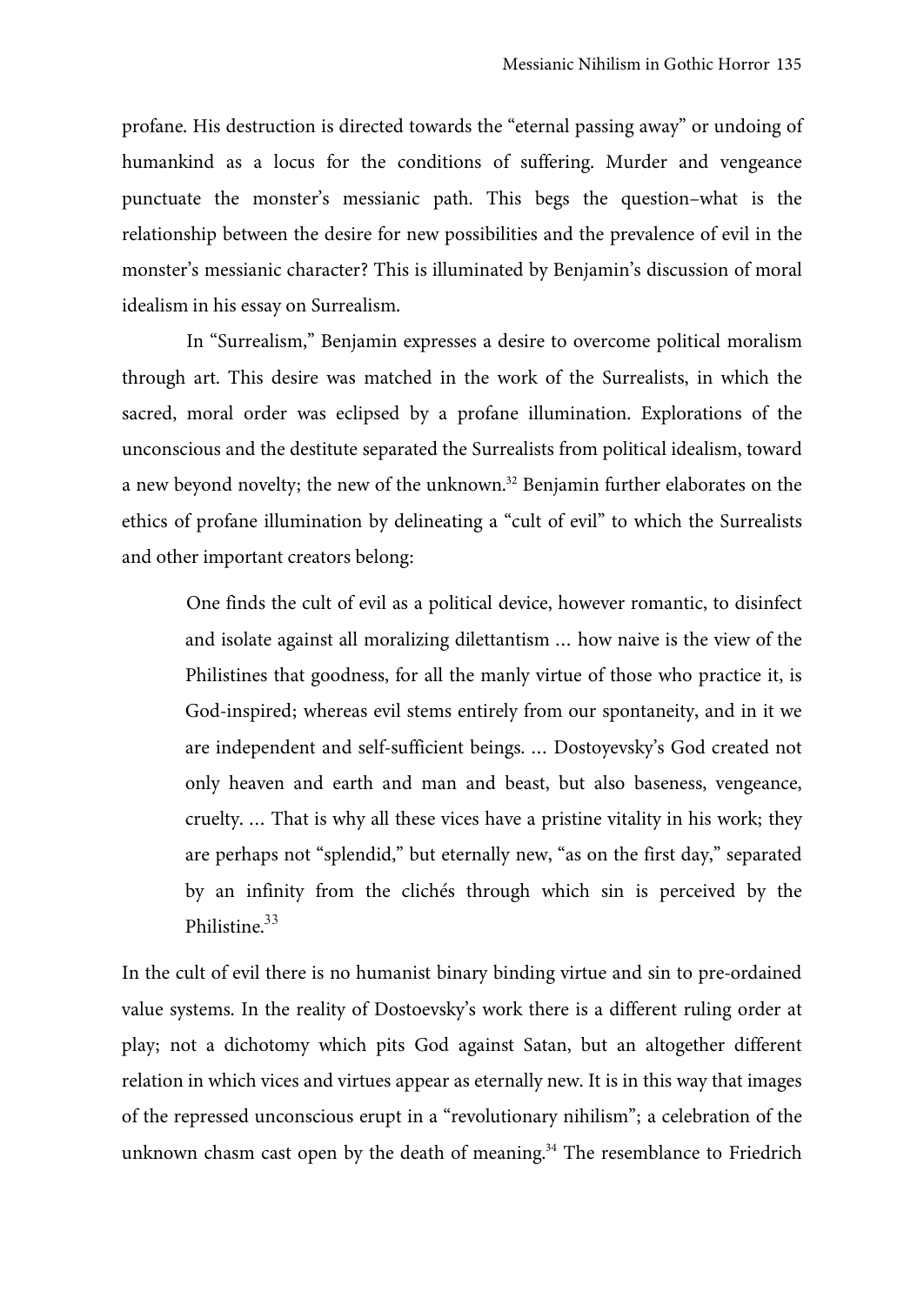profane. His destruction is directed towards the "eternal passing away" or undoing of humankind as a locus for the conditions of suffering. Murder and vengeance punctuate the monster's messianic path. This begs the question–what is the relationship between the desire for new possibilities and the prevalence of evil in the monster's messianic character? This is illuminated by Benjamin's discussion of moral idealism in his essay on Surrealism.

In "Surrealism," Benjamin expresses a desire to overcome political moralism through art. This desire was matched in the work of the Surrealists, in which the sacred, moral order was eclipsed by a profane illumination. Explorations of the unconscious and the destitute separated the Surrealists from political idealism, toward a new beyond novelty; the new of the unknown.[32] Benjamin further elaborates on the ethics of profane illumination by delineating a "cult of evil" to which the Surrealists and other important creators belong:

> One finds the cult of evil as a political device, however romantic, to disinfect and isolate against all moralizing dilettantism … how naive is the view of the Philistines that goodness, for all the manly virtue of those who practice it, is God-inspired; whereas evil stems entirely from our spontaneity, and in it we are independent and self-sufficient beings. … Dostoyevsky's God created not only heaven and earth and man and beast, but also baseness, vengeance, cruelty. … That is why all these vices have a pristine vitality in his work; they are perhaps not "splendid," but eternally new, "as on the first day," separated by an infinity from the clichés through which sin is perceived by the Philistine.[33]

In the cult of evil there is no humanist binary binding virtue and sin to pre-ordained value systems. In the reality of Dostoevsky's work there is a different ruling order at play; not a dichotomy which pits God against Satan, but an altogether different relation in which vices and virtues appear as eternally new. It is in this way that images of the repressed unconscious erupt in a "revolutionary nihilism"; a celebration of the unknown chasm cast open by the death of meaning.[34] The resemblance to Friedrich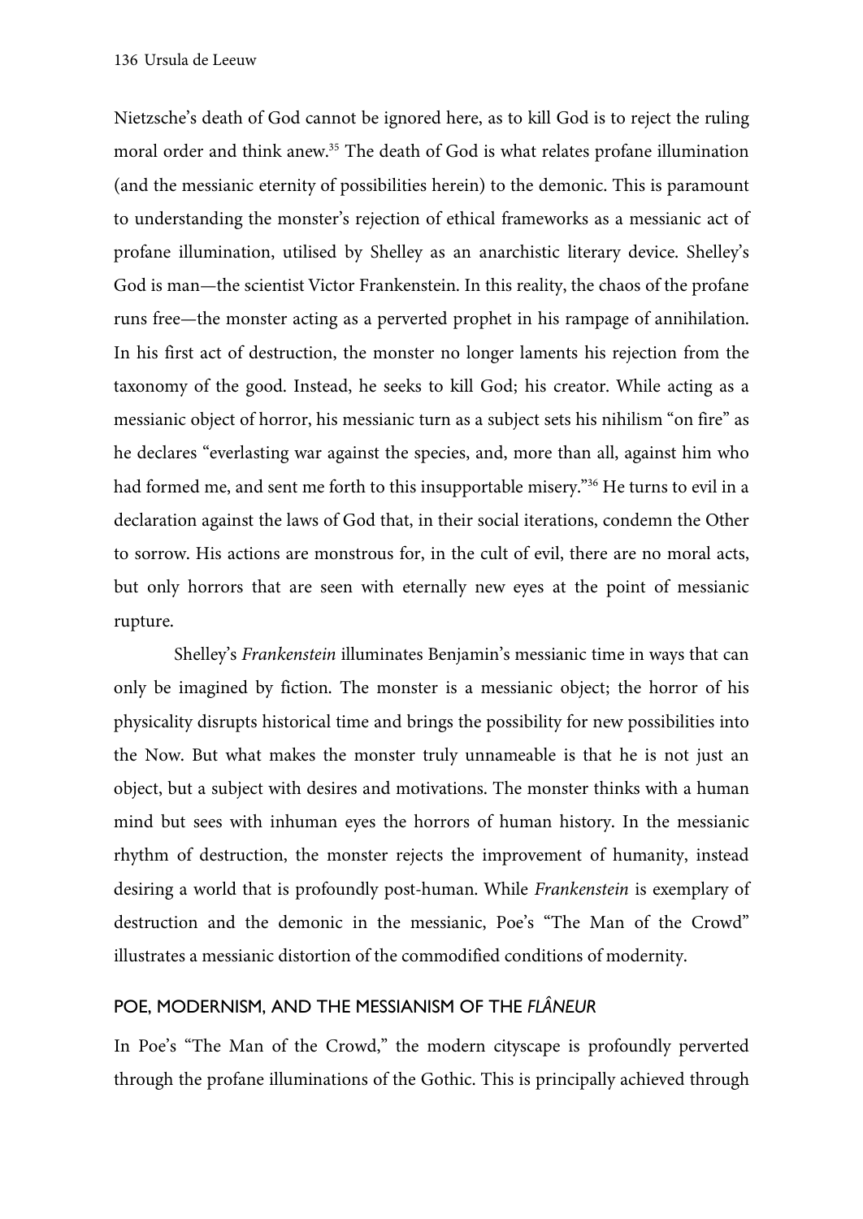Nietzsche's death of God cannot be ignored here, as to kill God is to reject the ruling moral order and think anew.[35] The death of God is what relates profane illumination (and the messianic eternity of possibilities herein) to the demonic. This is paramount to understanding the monster's rejection of ethical frameworks as a messianic act of profane illumination, utilised by Shelley as an anarchistic literary device. Shelley's God is man—the scientist Victor Frankenstein. In this reality, the chaos of the profane runs free—the monster acting as a perverted prophet in his rampage of annihilation. In his first act of destruction, the monster no longer laments his rejection from the taxonomy of the good. Instead, he seeks to kill God; his creator. While acting as a messianic object of horror, his messianic turn as a subject sets his nihilism "on fire" as he declares "everlasting war against the species, and, more than all, against him who had formed me, and sent me forth to this insupportable misery."[36] He turns to evil in a declaration against the laws of God that, in their social iterations, condemn the Other to sorrow. His actions are monstrous for, in the cult of evil, there are no moral acts, but only horrors that are seen with eternally new eyes at the point of messianic rupture.

Shelley's *Frankenstein* illuminates Benjamin's messianic time in ways that can only be imagined by fiction. The monster is a messianic object; the horror of his physicality disrupts historical time and brings the possibility for new possibilities into the Now. But what makes the monster truly unnameable is that he is not just an object, but a subject with desires and motivations. The monster thinks with a human mind but sees with inhuman eyes the horrors of human history. In the messianic rhythm of destruction, the monster rejects the improvement of humanity, instead desiring a world that is profoundly post-human. While *Frankenstein* is exemplary of destruction and the demonic in the messianic, Poe's "The Man of the Crowd" illustrates a messianic distortion of the commodified conditions of modernity.

## POE, MODERNISM, AND THE MESSIANISM OF THE *FLÂNEUR*

In Poe's "The Man of the Crowd," the modern cityscape is profoundly perverted through the profane illuminations of the Gothic. This is principally achieved through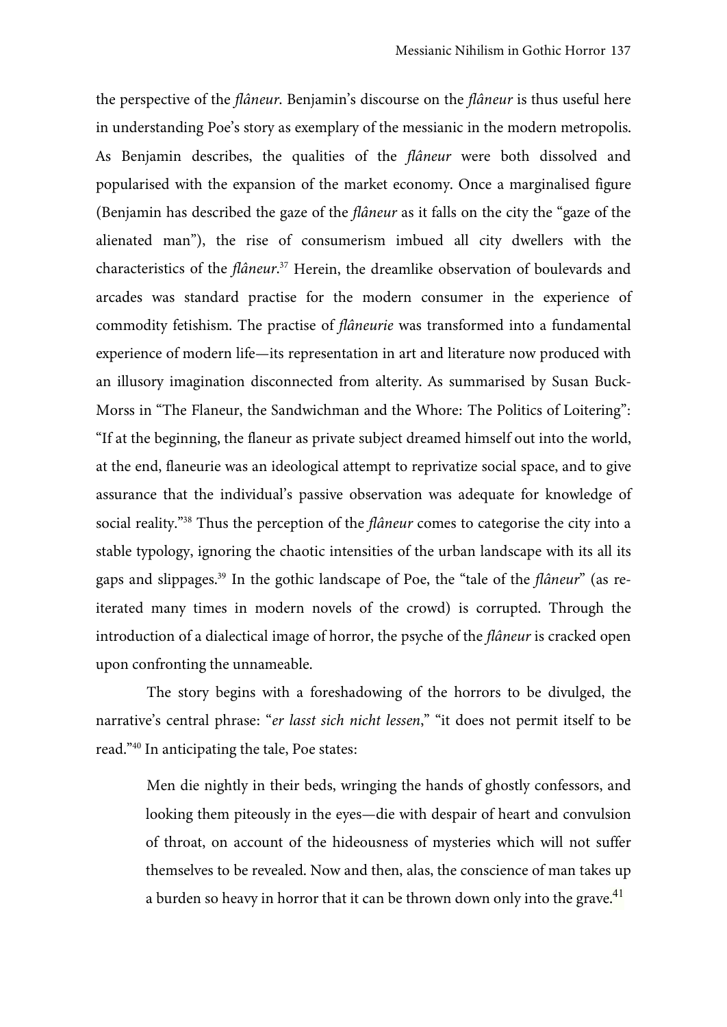the perspective of the *flâneur*. Benjamin's discourse on the *flâneur* is thus useful here in understanding Poe's story as exemplary of the messianic in the modern metropolis. As Benjamin describes, the qualities of the *flâneur* were both dissolved and popularised with the expansion of the market economy. Once a marginalised figure (Benjamin has described the gaze of the *flâneur* as it falls on the city the "gaze of the alienated man"), the rise of consumerism imbued all city dwellers with the characteristics of the *flâneur*.[37] Herein, the dreamlike observation of boulevards and arcades was standard practise for the modern consumer in the experience of commodity fetishism. The practise of *flâneurie* was transformed into a fundamental experience of modern life—its representation in art and literature now produced with an illusory imagination disconnected from alterity. As summarised by Susan Buck-Morss in "The Flaneur, the Sandwichman and the Whore: The Politics of Loitering": "If at the beginning, the flaneur as private subject dreamed himself out into the world, at the end, flaneurie was an ideological attempt to reprivatize social space, and to give assurance that the individual's passive observation was adequate for knowledge of social reality."[38] Thus the perception of the *flâneur* comes to categorise the city into a stable typology, ignoring the chaotic intensities of the urban landscape with its all its gaps and slippages.[39] In the gothic landscape of Poe, the "tale of the *flâneur*" (as re-iterated many times in modern novels of the crowd) is corrupted. Through the introduction of a dialectical image of horror, the psyche of the *flâneur* is cracked open upon confronting the unnameable.

The story begins with a foreshadowing of the horrors to be divulged, the narrative's central phrase: "*er lasst sich nicht lessen*," "it does not permit itself to be read."[40] In anticipating the tale, Poe states:

> Men die nightly in their beds, wringing the hands of ghostly confessors, and looking them piteously in the eyes—die with despair of heart and convulsion of throat, on account of the hideousness of mysteries which will not suffer themselves to be revealed. Now and then, alas, the conscience of man takes up a burden so heavy in horror that it can be thrown down only into the grave.[41]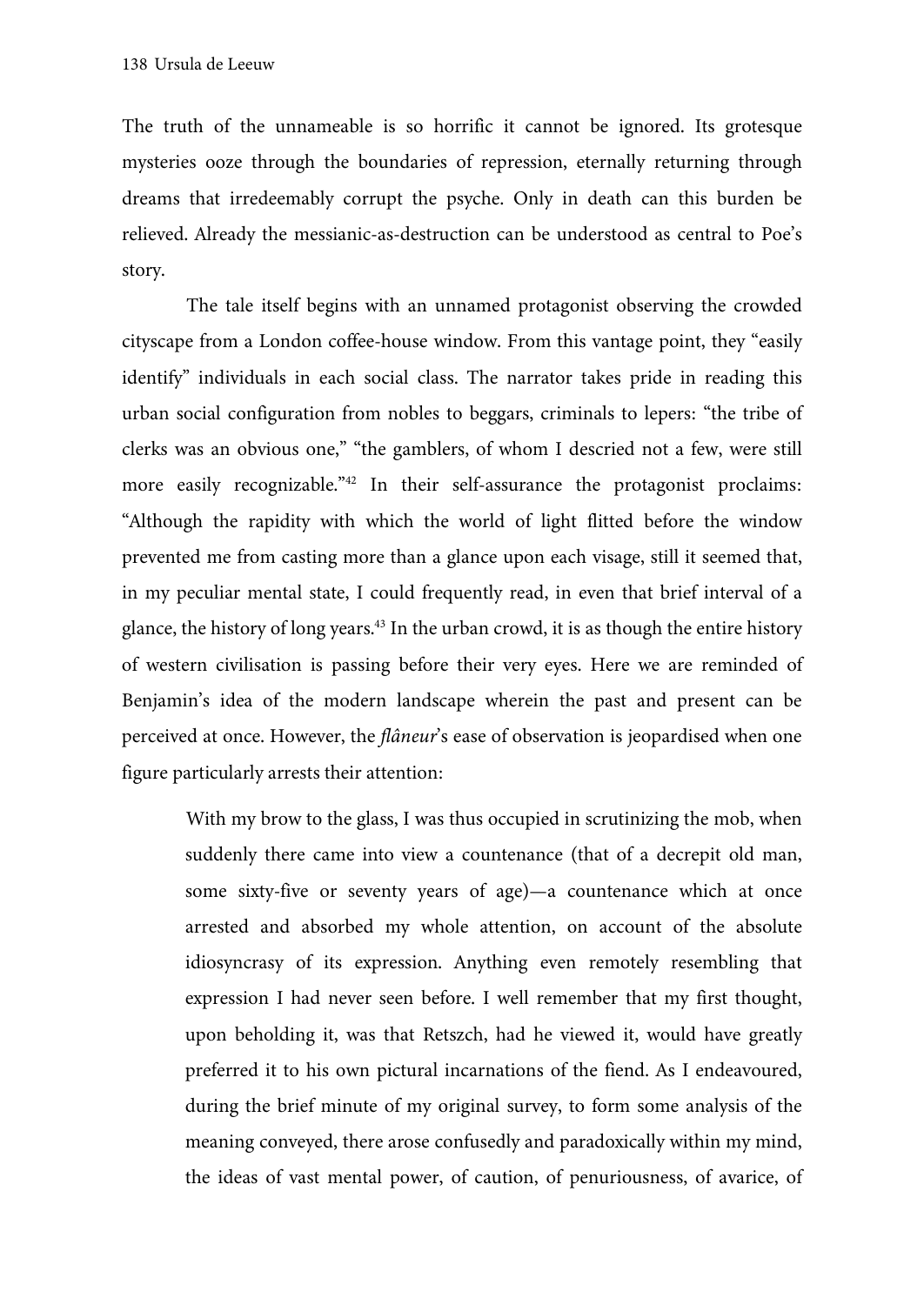The truth of the unnameable is so horrific it cannot be ignored. Its grotesque mysteries ooze through the boundaries of repression, eternally returning through dreams that irredeemably corrupt the psyche. Only in death can this burden be relieved. Already the messianic-as-destruction can be understood as central to Poe's story.

The tale itself begins with an unnamed protagonist observing the crowded cityscape from a London coffee-house window. From this vantage point, they "easily identify" individuals in each social class. The narrator takes pride in reading this urban social configuration from nobles to beggars, criminals to lepers: "the tribe of clerks was an obvious one," "the gamblers, of whom I descried not a few, were still more easily recognizable."[42] In their self-assurance the protagonist proclaims: "Although the rapidity with which the world of light flitted before the window prevented me from casting more than a glance upon each visage, still it seemed that, in my peculiar mental state, I could frequently read, in even that brief interval of a glance, the history of long years.[43] In the urban crowd, it is as though the entire history of western civilisation is passing before their very eyes. Here we are reminded of Benjamin's idea of the modern landscape wherein the past and present can be perceived at once. However, the *flâneur*'s ease of observation is jeopardised when one figure particularly arrests their attention:

> With my brow to the glass, I was thus occupied in scrutinizing the mob, when suddenly there came into view a countenance (that of a decrepit old man, some sixty-five or seventy years of age)—a countenance which at once arrested and absorbed my whole attention, on account of the absolute idiosyncrasy of its expression. Anything even remotely resembling that expression I had never seen before. I well remember that my first thought, upon beholding it, was that Retszch, had he viewed it, would have greatly preferred it to his own pictural incarnations of the fiend. As I endeavoured, during the brief minute of my original survey, to form some analysis of the meaning conveyed, there arose confusedly and paradoxically within my mind, the ideas of vast mental power, of caution, of penuriousness, of avarice, of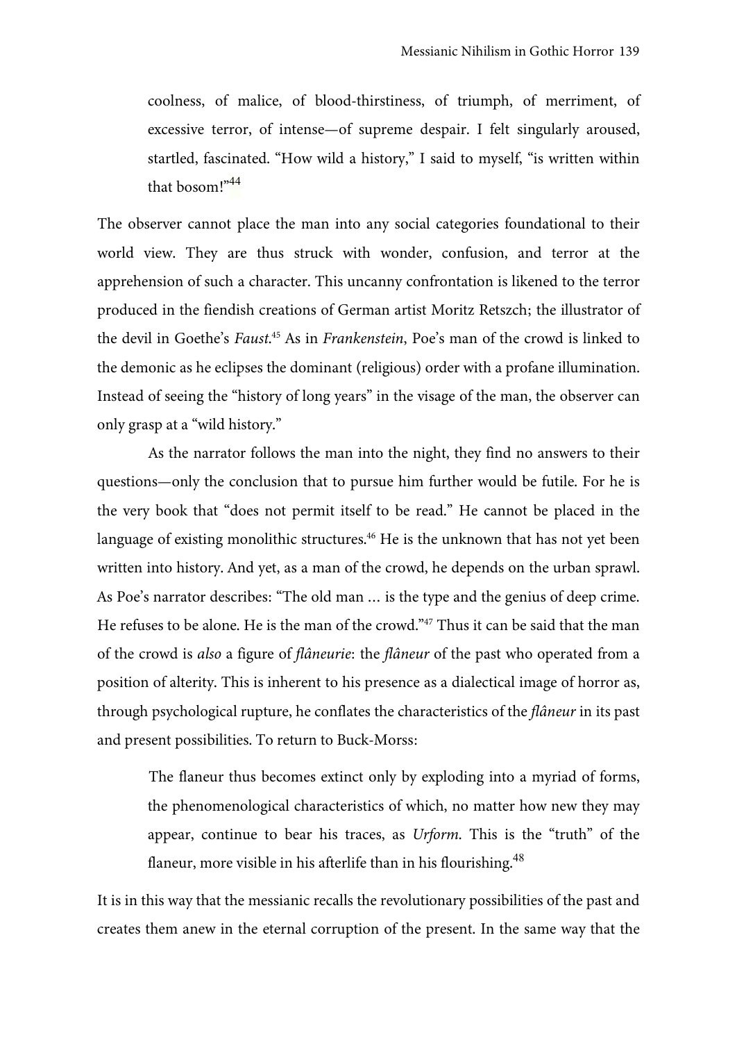> coolness, of malice, of blood-thirstiness, of triumph, of merriment, of excessive terror, of intense—of supreme despair. I felt singularly aroused, startled, fascinated. "How wild a history," I said to myself, "is written within that bosom!"[44]

The observer cannot place the man into any social categories foundational to their world view. They are thus struck with wonder, confusion, and terror at the apprehension of such a character. This uncanny confrontation is likened to the terror produced in the fiendish creations of German artist Moritz Retszch; the illustrator of the devil in Goethe's *Faust*.[45] As in *Frankenstein*, Poe's man of the crowd is linked to the demonic as he eclipses the dominant (religious) order with a profane illumination. Instead of seeing the "history of long years" in the visage of the man, the observer can only grasp at a "wild history."

As the narrator follows the man into the night, they find no answers to their questions—only the conclusion that to pursue him further would be futile. For he is the very book that "does not permit itself to be read." He cannot be placed in the language of existing monolithic structures.[46] He is the unknown that has not yet been written into history. And yet, as a man of the crowd, he depends on the urban sprawl. As Poe's narrator describes: "The old man … is the type and the genius of deep crime. He refuses to be alone. He is the man of the crowd."[47] Thus it can be said that the man of the crowd is *also* a figure of *flâneurie*: the *flâneur* of the past who operated from a position of alterity. This is inherent to his presence as a dialectical image of horror as, through psychological rupture, he conflates the characteristics of the *flâneur* in its past and present possibilities. To return to Buck-Morss:

> The flaneur thus becomes extinct only by exploding into a myriad of forms, the phenomenological characteristics of which, no matter how new they may appear, continue to bear his traces, as *Urform*. This is the "truth" of the flaneur, more visible in his afterlife than in his flourishing.[48]

It is in this way that the messianic recalls the revolutionary possibilities of the past and creates them anew in the eternal corruption of the present. In the same way that the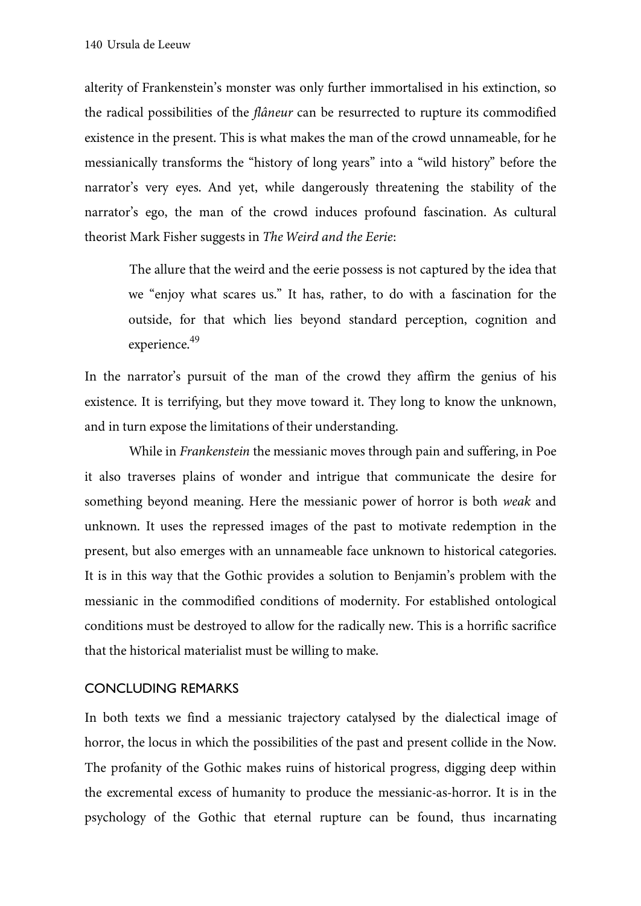alterity of Frankenstein's monster was only further immortalised in his extinction, so the radical possibilities of the *flâneur* can be resurrected to rupture its commodified existence in the present. This is what makes the man of the crowd unnameable, for he messianically transforms the "history of long years" into a "wild history" before the narrator's very eyes. And yet, while dangerously threatening the stability of the narrator's ego, the man of the crowd induces profound fascination. As cultural theorist Mark Fisher suggests in *The Weird and the Eerie*:

> The allure that the weird and the eerie possess is not captured by the idea that we "enjoy what scares us." It has, rather, to do with a fascination for the outside, for that which lies beyond standard perception, cognition and experience.[49]

In the narrator's pursuit of the man of the crowd they affirm the genius of his existence. It is terrifying, but they move toward it. They long to know the unknown, and in turn expose the limitations of their understanding.

While in *Frankenstein* the messianic moves through pain and suffering, in Poe it also traverses plains of wonder and intrigue that communicate the desire for something beyond meaning. Here the messianic power of horror is both *weak* and unknown. It uses the repressed images of the past to motivate redemption in the present, but also emerges with an unnameable face unknown to historical categories. It is in this way that the Gothic provides a solution to Benjamin's problem with the messianic in the commodified conditions of modernity. For established ontological conditions must be destroyed to allow for the radically new. This is a horrific sacrifice that the historical materialist must be willing to make.

## CONCLUDING REMARKS

In both texts we find a messianic trajectory catalysed by the dialectical image of horror, the locus in which the possibilities of the past and present collide in the Now. The profanity of the Gothic makes ruins of historical progress, digging deep within the excremental excess of humanity to produce the messianic-as-horror. It is in the psychology of the Gothic that eternal rupture can be found, thus incarnating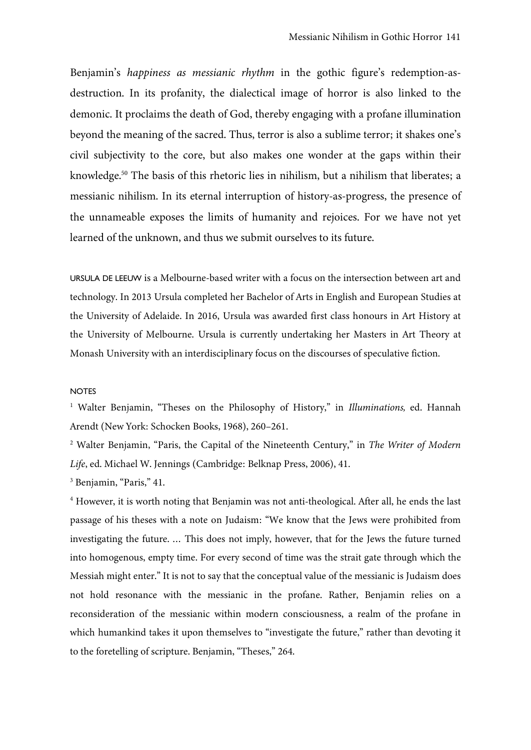Benjamin's *happiness as messianic rhythm* in the gothic figure's redemption-as-destruction. In its profanity, the dialectical image of horror is also linked to the demonic. It proclaims the death of God, thereby engaging with a profane illumination beyond the meaning of the sacred. Thus, terror is also a sublime terror; it shakes one's civil subjectivity to the core, but also makes one wonder at the gaps within their knowledge.[50] The basis of this rhetoric lies in nihilism, but a nihilism that liberates; a messianic nihilism. In its eternal interruption of history-as-progress, the presence of the unnameable exposes the limits of humanity and rejoices. For we have not yet learned of the unknown, and thus we submit ourselves to its future.

URSULA DE LEEUW is a Melbourne-based writer with a focus on the intersection between art and technology. In 2013 Ursula completed her Bachelor of Arts in English and European Studies at the University of Adelaide. In 2016, Ursula was awarded first class honours in Art History at the University of Melbourne. Ursula is currently undertaking her Masters in Art Theory at Monash University with an interdisciplinary focus on the discourses of speculative fiction.

## NOTES

[1] Walter Benjamin, "Theses on the Philosophy of History," in *Illuminations,* ed. Hannah Arendt (New York: Schocken Books, 1968), 260–261.

[2] Walter Benjamin, "Paris, the Capital of the Nineteenth Century," in *The Writer of Modern Life*, ed. Michael W. Jennings (Cambridge: Belknap Press, 2006), 41.

[3] Benjamin, "Paris," 41.

[4] However, it is worth noting that Benjamin was not anti-theological. After all, he ends the last passage of his theses with a note on Judaism: "We know that the Jews were prohibited from investigating the future. … This does not imply, however, that for the Jews the future turned into homogenous, empty time. For every second of time was the strait gate through which the Messiah might enter." It is not to say that the conceptual value of the messianic is Judaism does not hold resonance with the messianic in the profane. Rather, Benjamin relies on a reconsideration of the messianic within modern consciousness, a realm of the profane in which humankind takes it upon themselves to "investigate the future," rather than devoting it to the foretelling of scripture. Benjamin, "Theses," 264.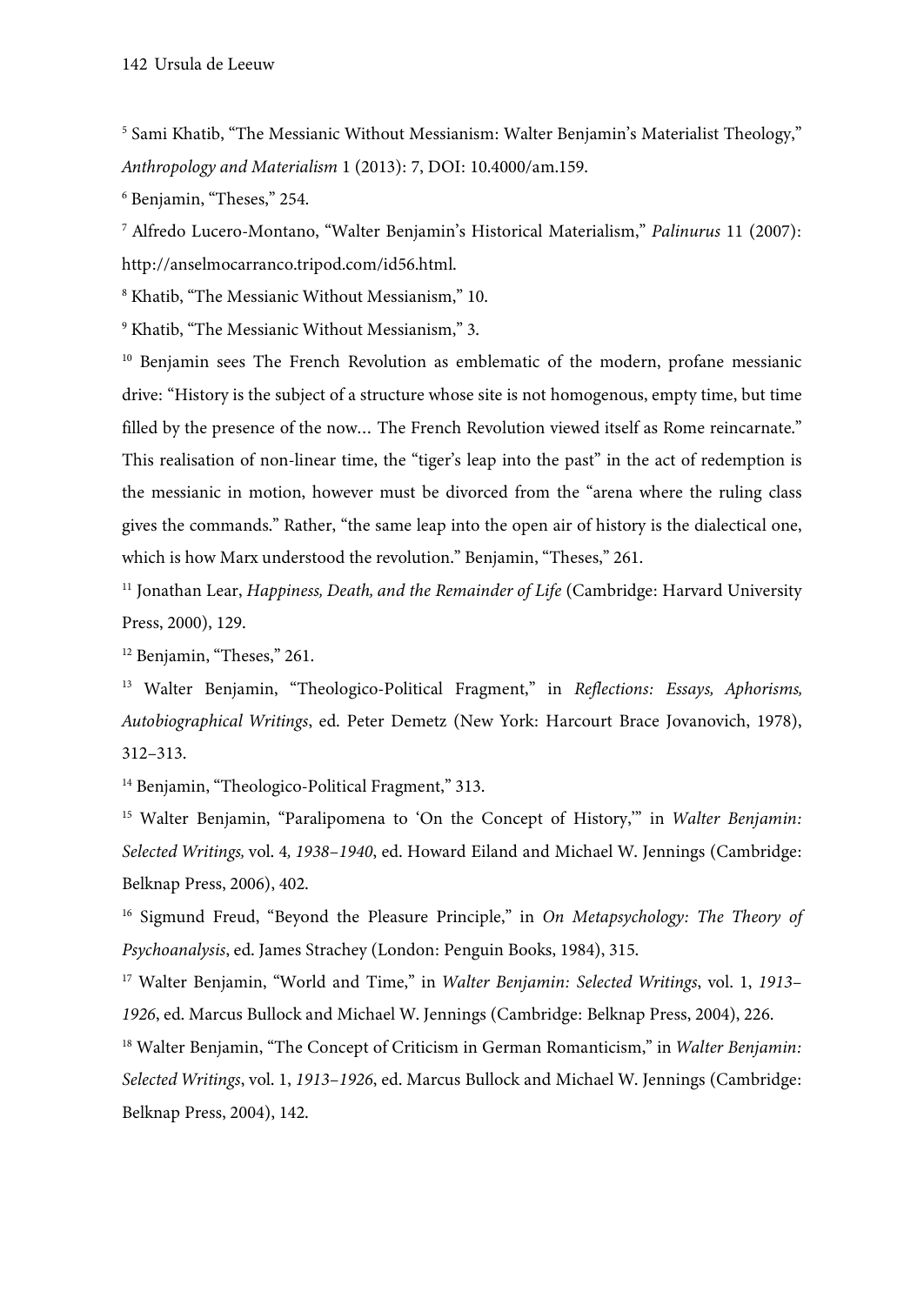[5] Sami Khatib, "The Messianic Without Messianism: Walter Benjamin's Materialist Theology," *Anthropology and Materialism* 1 (2013): 7, DOI: 10.4000/am.159.

[6] Benjamin, "Theses," 254.

[7] Alfredo Lucero-Montano, "Walter Benjamin's Historical Materialism," *Palinurus* 11 (2007): http://anselmocarranco.tripod.com/id56.html.

[8] Khatib, "The Messianic Without Messianism," 10.

[9] Khatib, "The Messianic Without Messianism," 3.

[10] Benjamin sees The French Revolution as emblematic of the modern, profane messianic drive: "History is the subject of a structure whose site is not homogenous, empty time, but time filled by the presence of the now… The French Revolution viewed itself as Rome reincarnate." This realisation of non-linear time, the "tiger's leap into the past" in the act of redemption is the messianic in motion, however must be divorced from the "arena where the ruling class gives the commands." Rather, "the same leap into the open air of history is the dialectical one, which is how Marx understood the revolution." Benjamin, "Theses," 261.

[11] Jonathan Lear, *Happiness, Death, and the Remainder of Life* (Cambridge: Harvard University Press, 2000), 129.

[12] Benjamin, "Theses," 261.

[13] Walter Benjamin, "Theologico-Political Fragment," in *Reflections: Essays, Aphorisms, Autobiographical Writings*, ed. Peter Demetz (New York: Harcourt Brace Jovanovich, 1978), 312–313.

[14] Benjamin, "Theologico-Political Fragment," 313.

[15] Walter Benjamin, "Paralipomena to 'On the Concept of History,'" in *Walter Benjamin: Selected Writings,* vol. 4*, 1938–1940*, ed. Howard Eiland and Michael W. Jennings (Cambridge: Belknap Press, 2006), 402.

[16] Sigmund Freud, "Beyond the Pleasure Principle," in *On Metapsychology: The Theory of Psychoanalysis*, ed. James Strachey (London: Penguin Books, 1984), 315.

[17] Walter Benjamin, "World and Time," in *Walter Benjamin: Selected Writings*, vol. 1, *1913–1926*, ed. Marcus Bullock and Michael W. Jennings (Cambridge: Belknap Press, 2004), 226.

[18] Walter Benjamin, "The Concept of Criticism in German Romanticism," in *Walter Benjamin: Selected Writings*, vol. 1, *1913–1926*, ed. Marcus Bullock and Michael W. Jennings (Cambridge: Belknap Press, 2004), 142.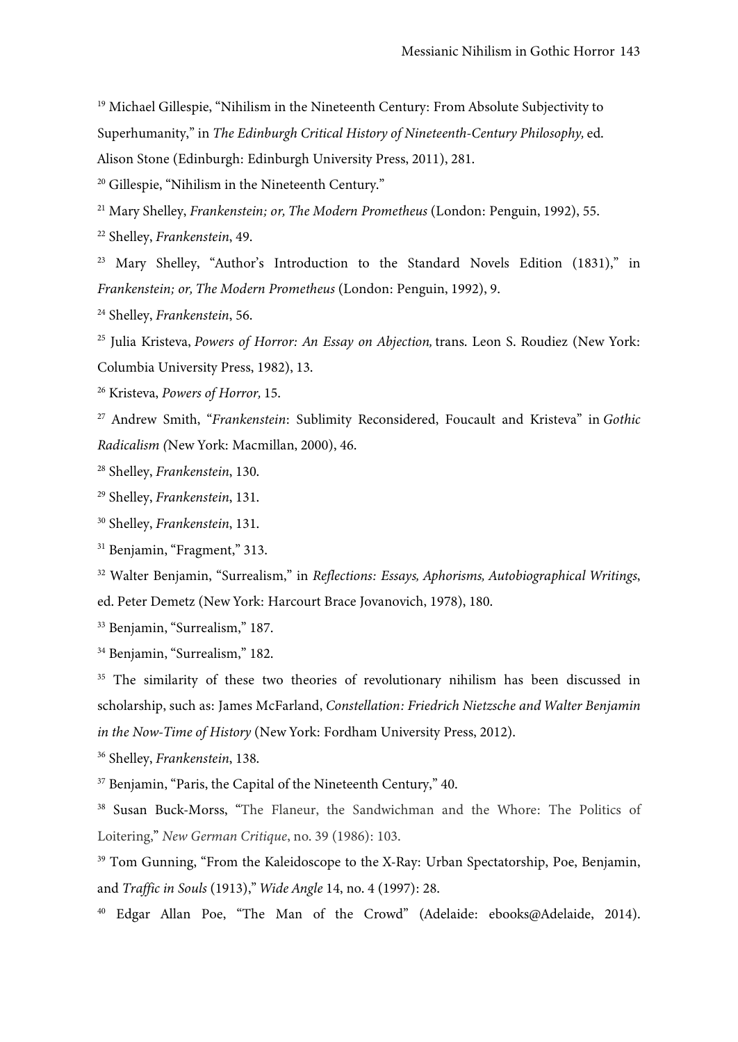[19] Michael Gillespie, "Nihilism in the Nineteenth Century: From Absolute Subjectivity to Superhumanity," in *The Edinburgh Critical History of Nineteenth-Century Philosophy,* ed. Alison Stone (Edinburgh: Edinburgh University Press, 2011), 281.

[20] Gillespie, "Nihilism in the Nineteenth Century."

[21] Mary Shelley, *Frankenstein; or, The Modern Prometheus* (London: Penguin, 1992), 55.

[22] Shelley, *Frankenstein*, 49.

[23] Mary Shelley, "Author's Introduction to the Standard Novels Edition (1831)," in *Frankenstein; or, The Modern Prometheus* (London: Penguin, 1992), 9.

[24] Shelley, *Frankenstein*, 56.

[25] Julia Kristeva, *Powers of Horror: An Essay on Abjection,* trans. Leon S. Roudiez (New York: Columbia University Press, 1982), 13.

[26] Kristeva, *Powers of Horror,* 15.

[27] Andrew Smith, "*Frankenstein*: Sublimity Reconsidered, Foucault and Kristeva" in *Gothic Radicalism (*New York: Macmillan, 2000), 46.

[28] Shelley, *Frankenstein*, 130.

[29] Shelley, *Frankenstein*, 131.

[30] Shelley, *Frankenstein*, 131.

[31] Benjamin, "Fragment," 313.

[32] Walter Benjamin, "Surrealism," in *Reflections: Essays, Aphorisms, Autobiographical Writings*, ed. Peter Demetz (New York: Harcourt Brace Jovanovich, 1978), 180.

[33] Benjamin, "Surrealism," 187.

[34] Benjamin, "Surrealism," 182.

[35] The similarity of these two theories of revolutionary nihilism has been discussed in scholarship, such as: James McFarland, *Constellation: Friedrich Nietzsche and Walter Benjamin in the Now-Time of History* (New York: Fordham University Press, 2012).

[36] Shelley, *Frankenstein*, 138.

[37] Benjamin, "Paris, the Capital of the Nineteenth Century," 40.

[38] Susan Buck-Morss, "The Flaneur, the Sandwichman and the Whore: The Politics of Loitering," *New German Critique*, no. 39 (1986): 103.

[39] Tom Gunning, "From the Kaleidoscope to the X-Ray: Urban Spectatorship, Poe, Benjamin, and *Traffic in Souls* (1913)," *Wide Angle* 14, no. 4 (1997): 28.

[40] Edgar Allan Poe, "The Man of the Crowd" (Adelaide: ebooks@Adelaide, 2014).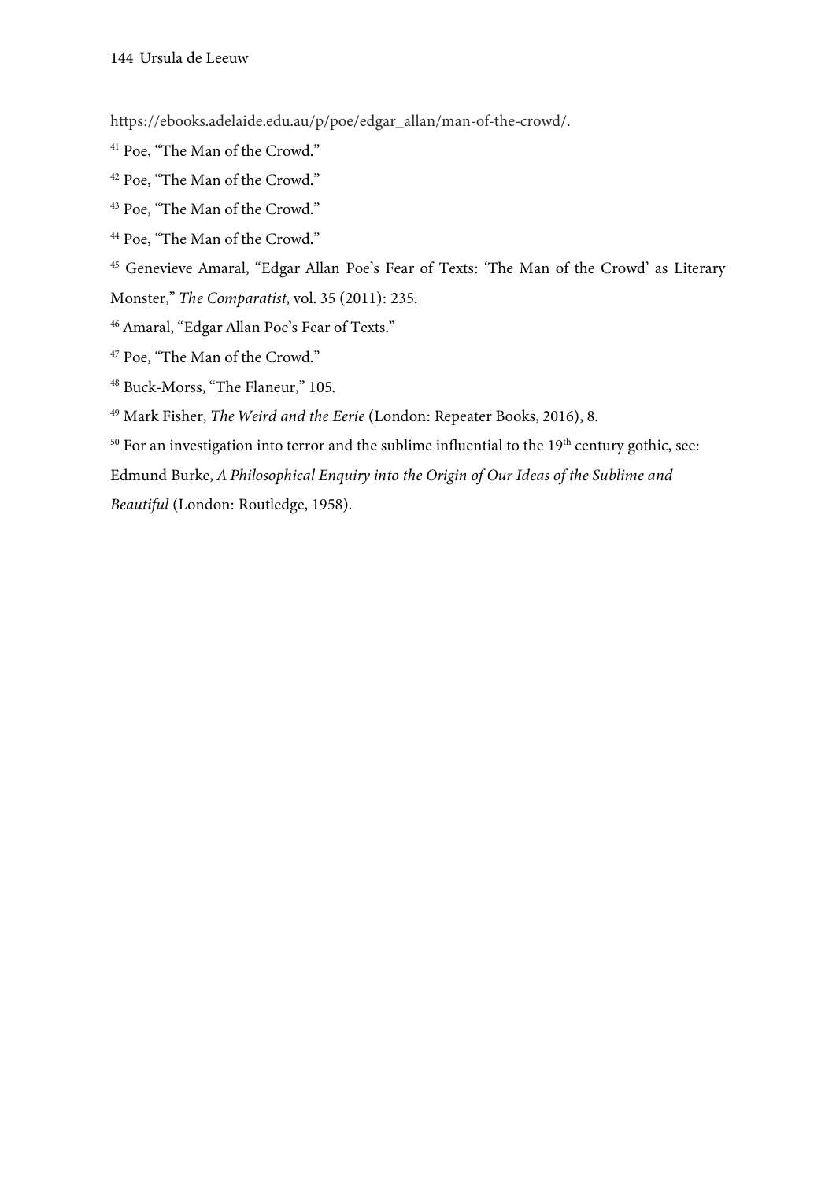https://ebooks.adelaide.edu.au/p/poe/edgar_allan/man-of-the-crowd/.

[41] Poe, "The Man of the Crowd."

[42] Poe, "The Man of the Crowd."

[43] Poe, "The Man of the Crowd."

[44] Poe, "The Man of the Crowd."

[45] Genevieve Amaral, "Edgar Allan Poe's Fear of Texts: 'The Man of the Crowd' as Literary Monster," *The Comparatist*, vol. 35 (2011): 235.

[46] Amaral, "Edgar Allan Poe's Fear of Texts."

[47] Poe, "The Man of the Crowd."

[48] Buck-Morss, "The Flaneur," 105.

[49] Mark Fisher, *The Weird and the Eerie* (London: Repeater Books, 2016), 8.

[50] For an investigation into terror and the sublime influential to the 19th century gothic, see: Edmund Burke, *A Philosophical Enquiry into the Origin of Our Ideas of the Sublime and Beautiful* (London: Routledge, 1958).